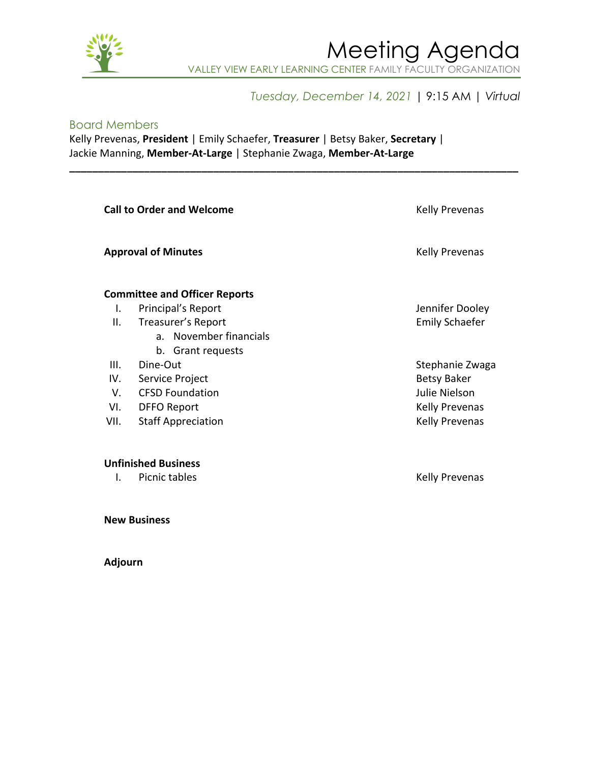# Meeting Agenda

VALLEY VIEW EARLY LEARNING CENTER FAMILY FACULTY ORGANIZATION

*Tuesday, December 14, 2021* | 9:15 AM | *Virtual*

## Board Members

Kelly Prevenas, **President** | Emily Schaefer, **Treasurer** | Betsy Baker, **Secretary** | Jackie Manning, **Member-At-Large** | Stephanie Zwaga, **Member-At-Large**

---

| Agenda Item | Presenter |
|---|---|
| **Call to Order and Welcome** | Kelly Prevenas |
| **Approval of Minutes** | Kelly Prevenas |
| **Committee and Officer Reports** | |
| I. Principal's Report | Jennifer Dooley |
| II. Treasurer's Report | Emily Schaefer |
| a. November financials | |
| b. Grant requests | |
| III. Dine-Out | Stephanie Zwaga |
| IV. Service Project | Betsy Baker |
| V. CFSD Foundation | Julie Nielson |
| VI. DFFO Report | Kelly Prevenas |
| VII. Staff Appreciation | Kelly Prevenas |
| **Unfinished Business** | |
| I. Picnic tables | Kelly Prevenas |
| **New Business** | |
| **Adjourn** | |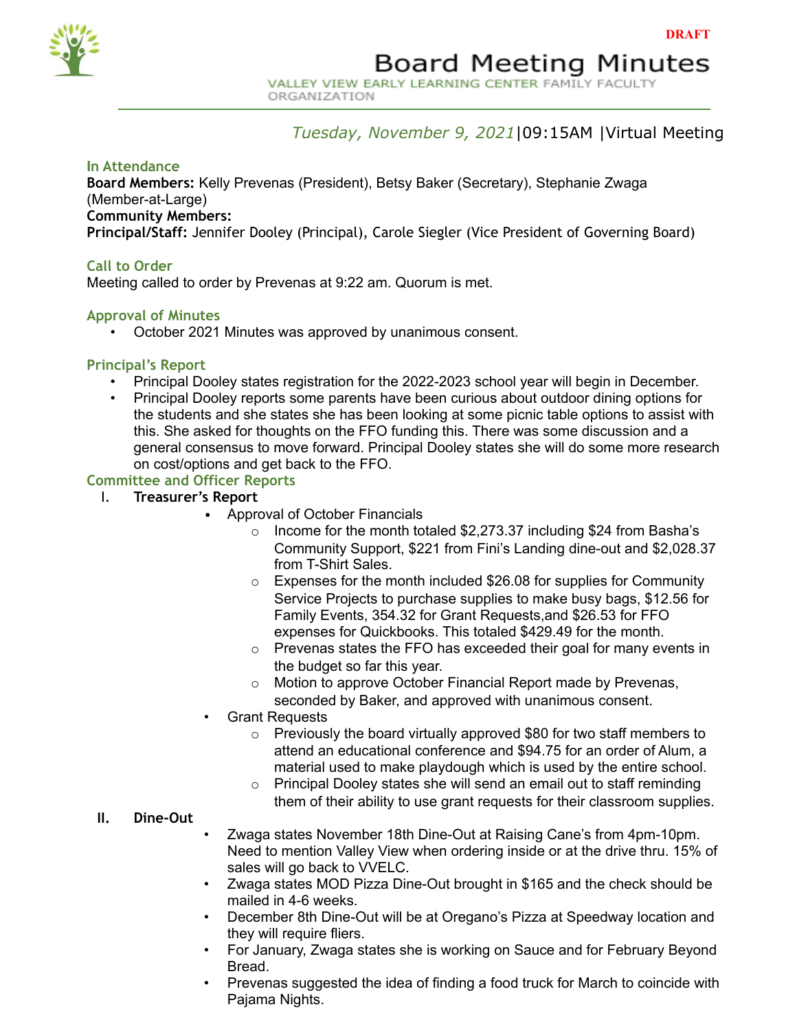DRAFT

# Board Meeting Minutes

VALLEY VIEW EARLY LEARNING CENTER FAMILY FACULTY ORGANIZATION

*Tuesday, November 9, 2021*|09:15AM |Virtual Meeting

## In Attendance

**Board Members:** Kelly Prevenas (President), Betsy Baker (Secretary), Stephanie Zwaga (Member-at-Large)
**Community Members:**
**Principal/Staff:** Jennifer Dooley (Principal), Carole Siegler (Vice President of Governing Board)

## Call to Order

Meeting called to order by Prevenas at 9:22 am. Quorum is met.

## Approval of Minutes

- October 2021 Minutes was approved by unanimous consent.

## Principal's Report

- Principal Dooley states registration for the 2022-2023 school year will begin in December.
- Principal Dooley reports some parents have been curious about outdoor dining options for the students and she states she has been looking at some picnic table options to assist with this. She asked for thoughts on the FFO funding this. There was some discussion and a general consensus to move forward. Principal Dooley states she will do some more research on cost/options and get back to the FFO.

## Committee and Officer Reports

I. **Treasurer's Report**
   - Approval of October Financials
     - Income for the month totaled $2,273.37 including $24 from Basha's Community Support, $221 from Fini's Landing dine-out and $2,028.37 from T-Shirt Sales.
     - Expenses for the month included $26.08 for supplies for Community Service Projects to purchase supplies to make busy bags, $12.56 for Family Events, 354.32 for Grant Requests,and $26.53 for FFO expenses for Quickbooks. This totaled $429.49 for the month.
     - Prevenas states the FFO has exceeded their goal for many events in the budget so far this year.
     - Motion to approve October Financial Report made by Prevenas, seconded by Baker, and approved with unanimous consent.
   - Grant Requests
     - Previously the board virtually approved $80 for two staff members to attend an educational conference and $94.75 for an order of Alum, a material used to make playdough which is used by the entire school.
     - Principal Dooley states she will send an email out to staff reminding them of their ability to use grant requests for their classroom supplies.

II. **Dine-Out**
   - Zwaga states November 18th Dine-Out at Raising Cane's from 4pm-10pm. Need to mention Valley View when ordering inside or at the drive thru. 15% of sales will go back to VVELC.
   - Zwaga states MOD Pizza Dine-Out brought in $165 and the check should be mailed in 4-6 weeks.
   - December 8th Dine-Out will be at Oregano's Pizza at Speedway location and they will require fliers.
   - For January, Zwaga states she is working on Sauce and for February Beyond Bread.
   - Prevenas suggested the idea of finding a food truck for March to coincide with Pajama Nights.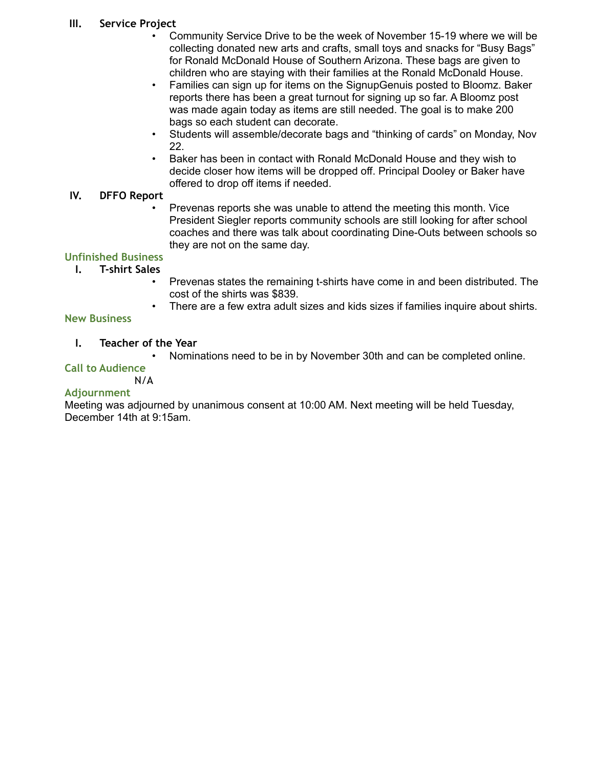### III. Service Project

- Community Service Drive to be the week of November 15-19 where we will be collecting donated new arts and crafts, small toys and snacks for "Busy Bags" for Ronald McDonald House of Southern Arizona. These bags are given to children who are staying with their families at the Ronald McDonald House.
- Families can sign up for items on the SignupGenuis posted to Bloomz. Baker reports there has been a great turnout for signing up so far. A Bloomz post was made again today as items are still needed. The goal is to make 200 bags so each student can decorate.
- Students will assemble/decorate bags and "thinking of cards" on Monday, Nov 22.
- Baker has been in contact with Ronald McDonald House and they wish to decide closer how items will be dropped off. Principal Dooley or Baker have offered to drop off items if needed.

### IV. DFFO Report

- Prevenas reports she was unable to attend the meeting this month. Vice President Siegler reports community schools are still looking for after school coaches and there was talk about coordinating Dine-Outs between schools so they are not on the same day.

## Unfinished Business

### I. T-shirt Sales

- Prevenas states the remaining t-shirts have come in and been distributed. The cost of the shirts was $839.
- There are a few extra adult sizes and kids sizes if families inquire about shirts.

## New Business

### I. Teacher of the Year

- Nominations need to be in by November 30th and can be completed online.

## Call to Audience

N/A

## Adjournment

Meeting was adjourned by unanimous consent at 10:00 AM. Next meeting will be held Tuesday, December 14th at 9:15am.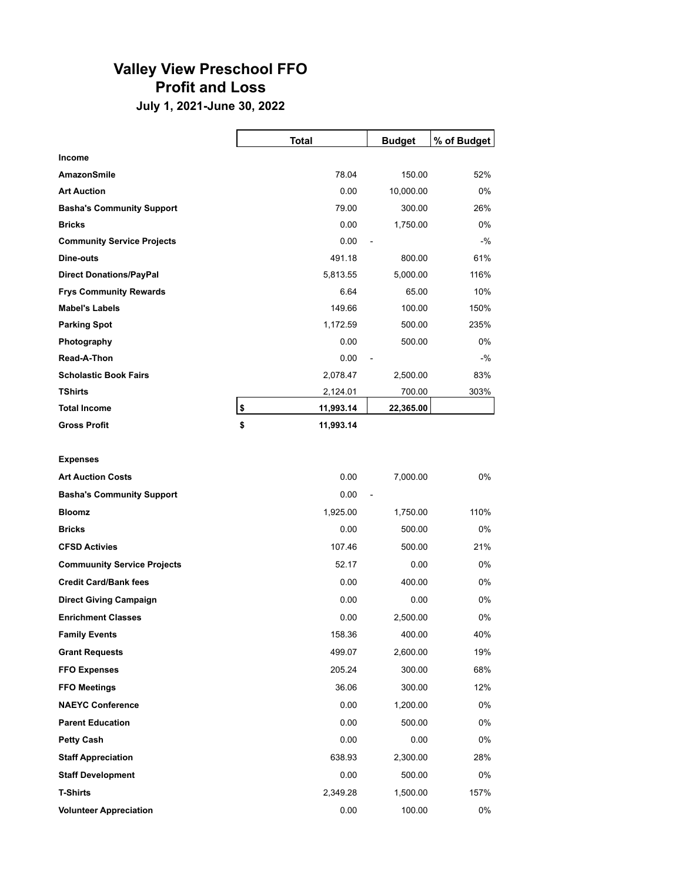# Valley View Preschool FFO
## Profit and Loss
### July 1, 2021-June 30, 2022

| | Total | Budget | % of Budget |
|---|---|---|---|
| **Income** | | | |
| **AmazonSmile** | 78.04 | 150.00 | 52% |
| **Art Auction** | 0.00 | 10,000.00 | 0% |
| **Basha's Community Support** | 79.00 | 300.00 | 26% |
| **Bricks** | 0.00 | 1,750.00 | 0% |
| **Community Service Projects** | 0.00 | - | -% |
| **Dine-outs** | 491.18 | 800.00 | 61% |
| **Direct Donations/PayPal** | 5,813.55 | 5,000.00 | 116% |
| **Frys Community Rewards** | 6.64 | 65.00 | 10% |
| **Mabel's Labels** | 149.66 | 100.00 | 150% |
| **Parking Spot** | 1,172.59 | 500.00 | 235% |
| **Photography** | 0.00 | 500.00 | 0% |
| **Read-A-Thon** | 0.00 | - | -% |
| **Scholastic Book Fairs** | 2,078.47 | 2,500.00 | 83% |
| **TShirts** | 2,124.01 | 700.00 | 303% |
| **Total Income** | $ 11,993.14 | 22,365.00 | |
| **Gross Profit** | $ 11,993.14 | | |
| | | | |
| **Expenses** | | | |
| **Art Auction Costs** | 0.00 | 7,000.00 | 0% |
| **Basha's Community Support** | 0.00 | - | |
| **Bloomz** | 1,925.00 | 1,750.00 | 110% |
| **Bricks** | 0.00 | 500.00 | 0% |
| **CFSD Activies** | 107.46 | 500.00 | 21% |
| **Commuunity Service Projects** | 52.17 | 0.00 | 0% |
| **Credit Card/Bank fees** | 0.00 | 400.00 | 0% |
| **Direct Giving Campaign** | 0.00 | 0.00 | 0% |
| **Enrichment Classes** | 0.00 | 2,500.00 | 0% |
| **Family Events** | 158.36 | 400.00 | 40% |
| **Grant Requests** | 499.07 | 2,600.00 | 19% |
| **FFO Expenses** | 205.24 | 300.00 | 68% |
| **FFO Meetings** | 36.06 | 300.00 | 12% |
| **NAEYC Conference** | 0.00 | 1,200.00 | 0% |
| **Parent Education** | 0.00 | 500.00 | 0% |
| **Petty Cash** | 0.00 | 0.00 | 0% |
| **Staff Appreciation** | 638.93 | 2,300.00 | 28% |
| **Staff Development** | 0.00 | 500.00 | 0% |
| **T-Shirts** | 2,349.28 | 1,500.00 | 157% |
| **Volunteer Appreciation** | 0.00 | 100.00 | 0% |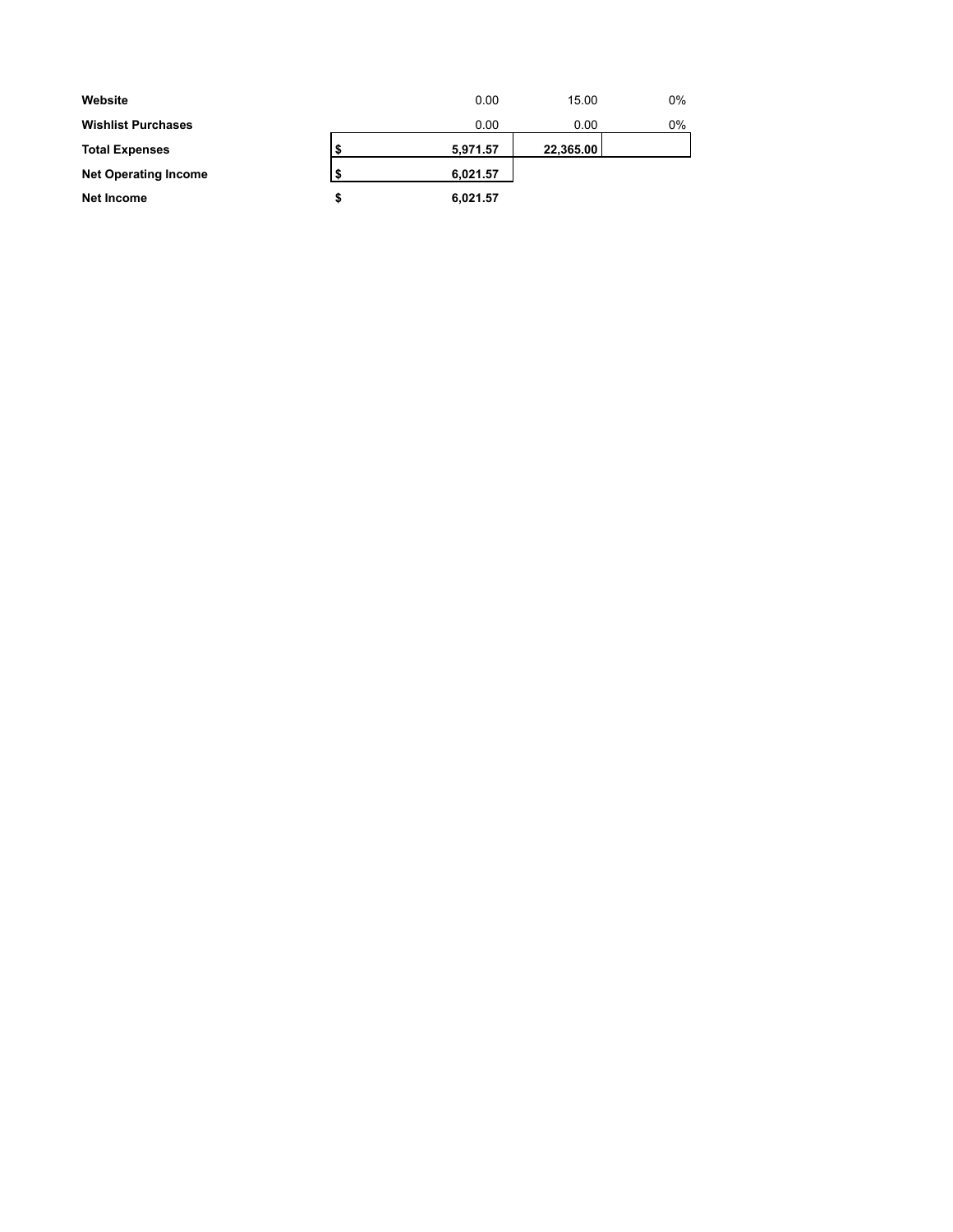| | | | | |
|---|---|---|---|---|
| **Website** | | 0.00 | 15.00 | 0% |
| **Wishlist Purchases** | | 0.00 | 0.00 | 0% |
| **Total Expenses** | **$** | **5,971.57** | **22,365.00** | |
| **Net Operating Income** | **$** | **6,021.57** | | |
| **Net Income** | **$** | **6,021.57** | | |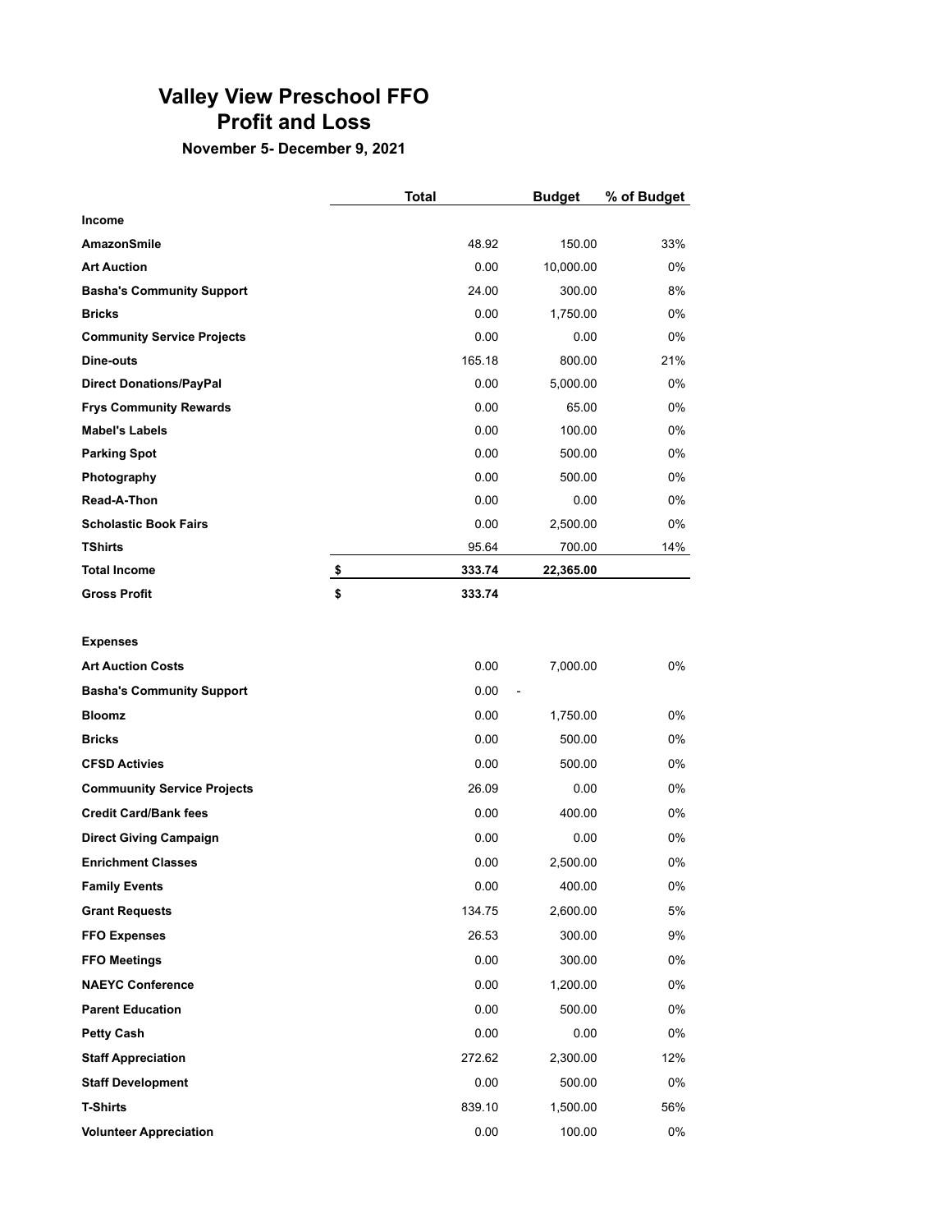# Valley View Preschool FFO
# Profit and Loss

**November 5- December 9, 2021**

| | Total | Budget | % of Budget |
|---|---|---|---|
| **Income** | | | |
| **AmazonSmile** | 48.92 | 150.00 | 33% |
| **Art Auction** | 0.00 | 10,000.00 | 0% |
| **Basha's Community Support** | 24.00 | 300.00 | 8% |
| **Bricks** | 0.00 | 1,750.00 | 0% |
| **Community Service Projects** | 0.00 | 0.00 | 0% |
| **Dine-outs** | 165.18 | 800.00 | 21% |
| **Direct Donations/PayPal** | 0.00 | 5,000.00 | 0% |
| **Frys Community Rewards** | 0.00 | 65.00 | 0% |
| **Mabel's Labels** | 0.00 | 100.00 | 0% |
| **Parking Spot** | 0.00 | 500.00 | 0% |
| **Photography** | 0.00 | 500.00 | 0% |
| **Read-A-Thon** | 0.00 | 0.00 | 0% |
| **Scholastic Book Fairs** | 0.00 | 2,500.00 | 0% |
| **TShirts** | 95.64 | 700.00 | 14% |
| **Total Income** | **$ 333.74** | **22,365.00** | |
| **Gross Profit** | **$ 333.74** | | |
| | | | |
| **Expenses** | | | |
| **Art Auction Costs** | 0.00 | 7,000.00 | 0% |
| **Basha's Community Support** | 0.00 | - | |
| **Bloomz** | 0.00 | 1,750.00 | 0% |
| **Bricks** | 0.00 | 500.00 | 0% |
| **CFSD Activies** | 0.00 | 500.00 | 0% |
| **Commuunity Service Projects** | 26.09 | 0.00 | 0% |
| **Credit Card/Bank fees** | 0.00 | 400.00 | 0% |
| **Direct Giving Campaign** | 0.00 | 0.00 | 0% |
| **Enrichment Classes** | 0.00 | 2,500.00 | 0% |
| **Family Events** | 0.00 | 400.00 | 0% |
| **Grant Requests** | 134.75 | 2,600.00 | 5% |
| **FFO Expenses** | 26.53 | 300.00 | 9% |
| **FFO Meetings** | 0.00 | 300.00 | 0% |
| **NAEYC Conference** | 0.00 | 1,200.00 | 0% |
| **Parent Education** | 0.00 | 500.00 | 0% |
| **Petty Cash** | 0.00 | 0.00 | 0% |
| **Staff Appreciation** | 272.62 | 2,300.00 | 12% |
| **Staff Development** | 0.00 | 500.00 | 0% |
| **T-Shirts** | 839.10 | 1,500.00 | 56% |
| **Volunteer Appreciation** | 0.00 | 100.00 | 0% |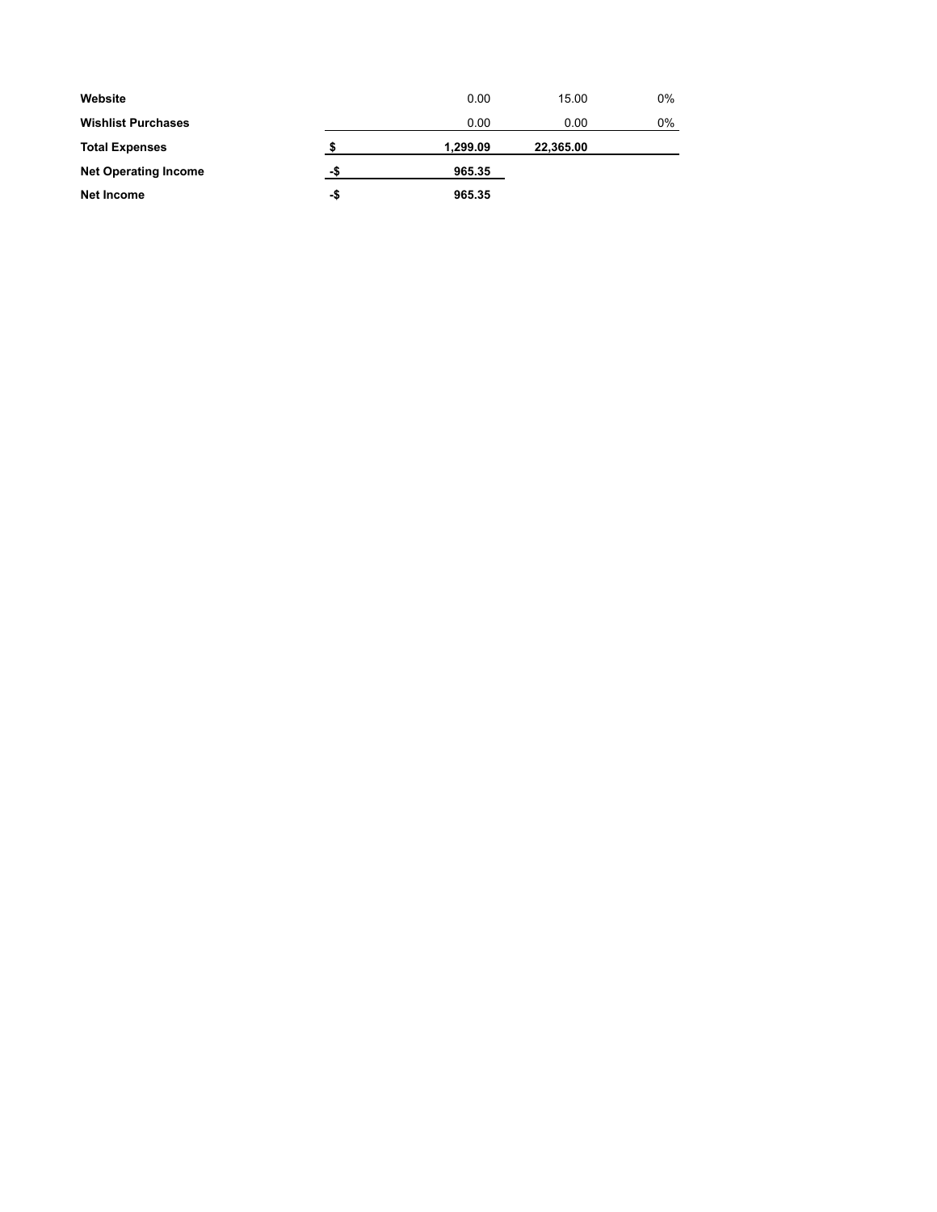| | | | | |
|---|---|---|---|---|
| **Website** | | 0.00 | 15.00 | 0% |
| **Wishlist Purchases** | | 0.00 | 0.00 | 0% |
| **Total Expenses** | **$** | **1,299.09** | **22,365.00** | |
| **Net Operating Income** | **-$** | **965.35** | | |
| **Net Income** | **-$** | **965.35** | | |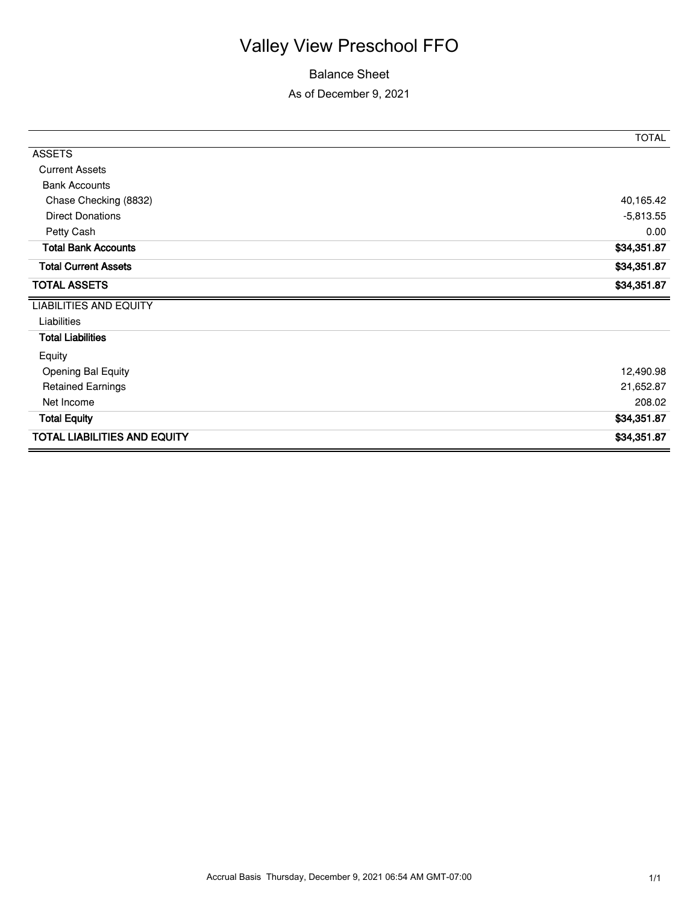# Valley View Preschool FFO

Balance Sheet

As of December 9, 2021

| | TOTAL |
|---|---|
| ASSETS | |
| Current Assets | |
| Bank Accounts | |
| Chase Checking (8832) | 40,165.42 |
| Direct Donations | -5,813.55 |
| Petty Cash | 0.00 |
| **Total Bank Accounts** | **$34,351.87** |
| **Total Current Assets** | **$34,351.87** |
| **TOTAL ASSETS** | **$34,351.87** |
| LIABILITIES AND EQUITY | |
| Liabilities | |
| **Total Liabilities** | |
| Equity | |
| Opening Bal Equity | 12,490.98 |
| Retained Earnings | 21,652.87 |
| Net Income | 208.02 |
| **Total Equity** | **$34,351.87** |
| **TOTAL LIABILITIES AND EQUITY** | **$34,351.87** |

Accrual Basis Thursday, December 9, 2021 06:54 AM GMT-07:00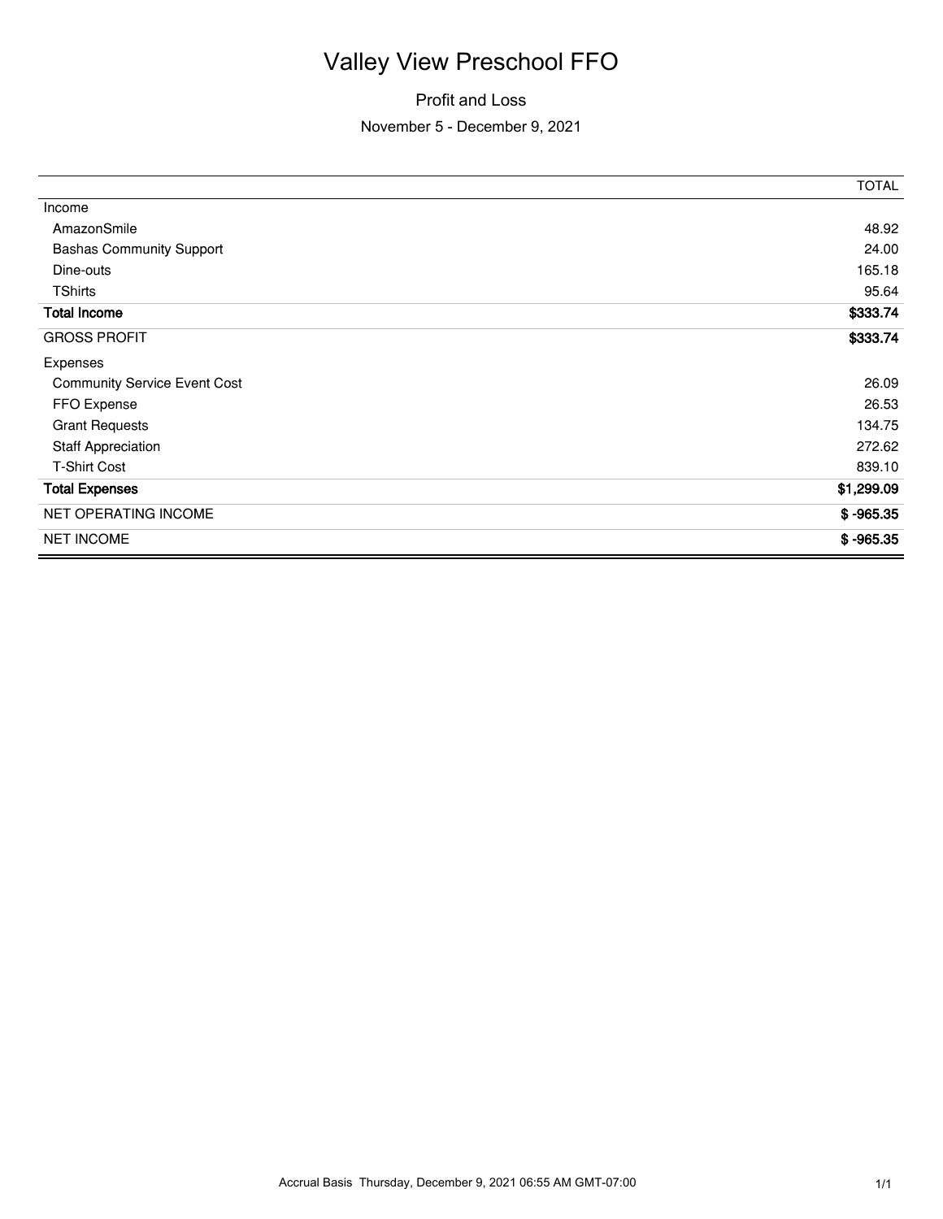# Valley View Preschool FFO

## Profit and Loss

November 5 - December 9, 2021

| | TOTAL |
|---|---|
| Income | |
| AmazonSmile | 48.92 |
| Bashas Community Support | 24.00 |
| Dine-outs | 165.18 |
| TShirts | 95.64 |
| **Total Income** | **$333.74** |
| GROSS PROFIT | **$333.74** |
| Expenses | |
| Community Service Event Cost | 26.09 |
| FFO Expense | 26.53 |
| Grant Requests | 134.75 |
| Staff Appreciation | 272.62 |
| T-Shirt Cost | 839.10 |
| **Total Expenses** | **$1,299.09** |
| NET OPERATING INCOME | **$ -965.35** |
| NET INCOME | **$ -965.35** |

Accrual Basis Thursday, December 9, 2021 06:55 AM GMT-07:00